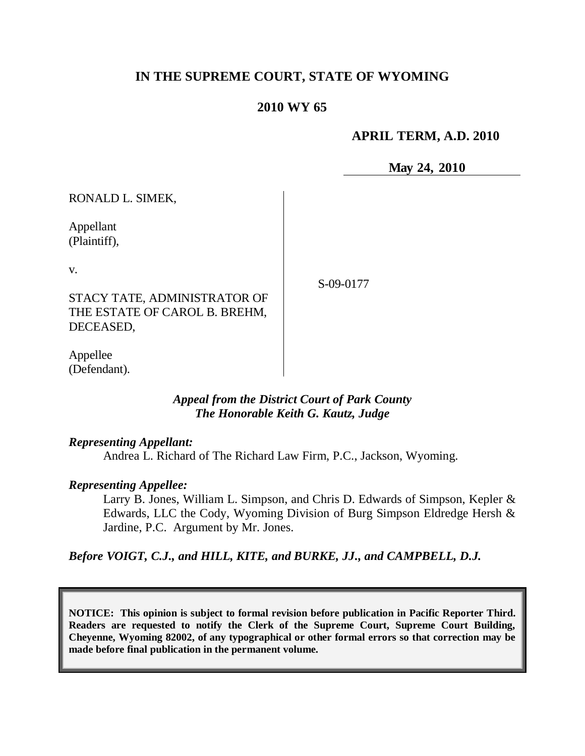**IN THE SUPREME COURT, STATE OF WYOMING**

**2010 WY 65**

**APRIL TERM, A.D. 2010**

**May 24, 2010**

RONALD L. SIMEK,

Appellant
(Plaintiff),

v.

STACY TATE, ADMINISTRATOR OF THE ESTATE OF CAROL B. BREHM, DECEASED,

Appellee
(Defendant).

S-09-0177

***Appeal from the District Court of Park County***
***The Honorable Keith G. Kautz, Judge***

***Representing Appellant:***

Andrea L. Richard of The Richard Law Firm, P.C., Jackson, Wyoming.

***Representing Appellee:***

Larry B. Jones, William L. Simpson, and Chris D. Edwards of Simpson, Kepler & Edwards, LLC the Cody, Wyoming Division of Burg Simpson Eldredge Hersh & Jardine, P.C. Argument by Mr. Jones.

***Before VOIGT, C.J., and HILL, KITE, and BURKE, JJ., and CAMPBELL, D.J.***

**NOTICE: This opinion is subject to formal revision before publication in Pacific Reporter Third. Readers are requested to notify the Clerk of the Supreme Court, Supreme Court Building, Cheyenne, Wyoming 82002, of any typographical or other formal errors so that correction may be made before final publication in the permanent volume.**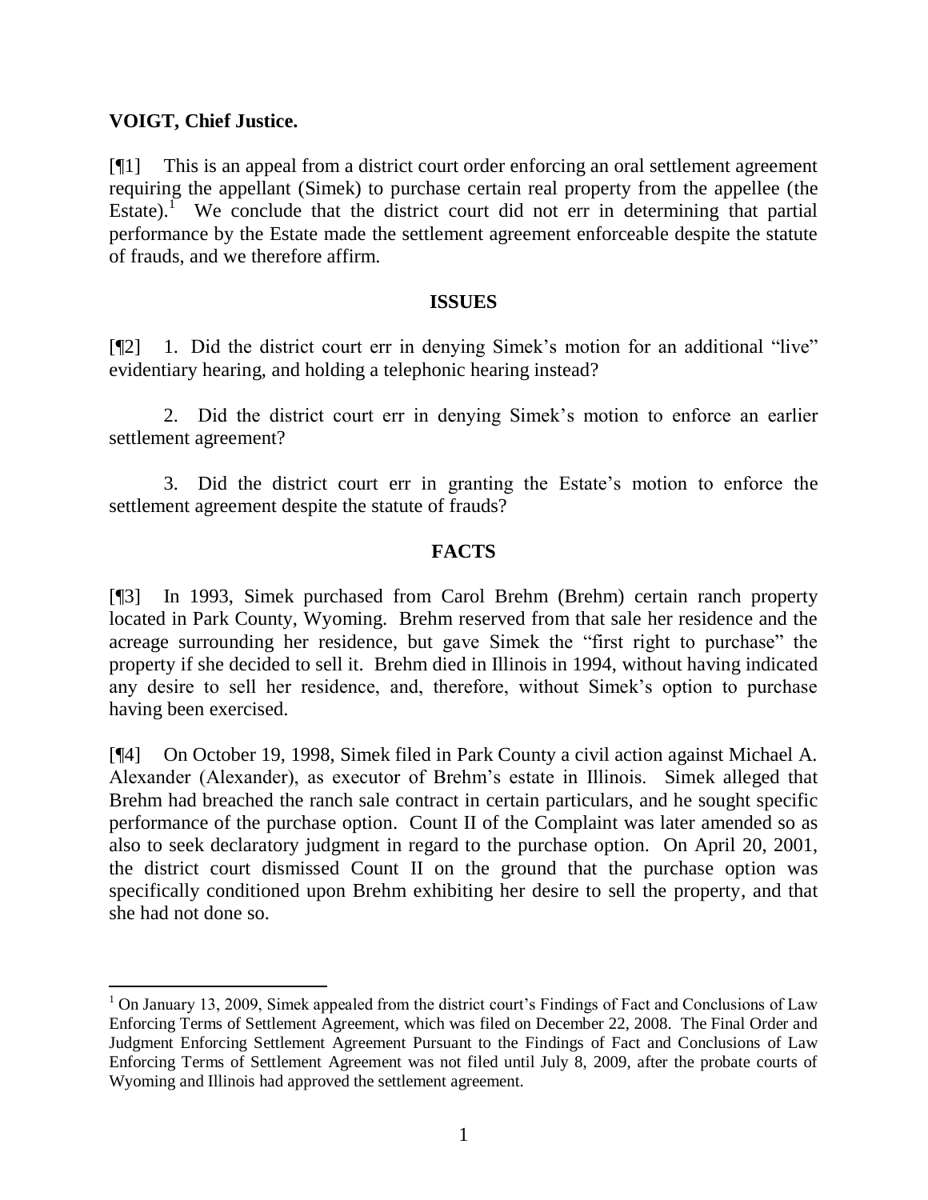**VOIGT, Chief Justice.**

[¶1] This is an appeal from a district court order enforcing an oral settlement agreement requiring the appellant (Simek) to purchase certain real property from the appellee (the Estate).[1] We conclude that the district court did not err in determining that partial performance by the Estate made the settlement agreement enforceable despite the statute of frauds, and we therefore affirm.

## ISSUES

[¶2] 1. Did the district court err in denying Simek's motion for an additional "live" evidentiary hearing, and holding a telephonic hearing instead?

2. Did the district court err in denying Simek's motion to enforce an earlier settlement agreement?

3. Did the district court err in granting the Estate's motion to enforce the settlement agreement despite the statute of frauds?

## FACTS

[¶3] In 1993, Simek purchased from Carol Brehm (Brehm) certain ranch property located in Park County, Wyoming. Brehm reserved from that sale her residence and the acreage surrounding her residence, but gave Simek the "first right to purchase" the property if she decided to sell it. Brehm died in Illinois in 1994, without having indicated any desire to sell her residence, and, therefore, without Simek's option to purchase having been exercised.

[¶4] On October 19, 1998, Simek filed in Park County a civil action against Michael A. Alexander (Alexander), as executor of Brehm's estate in Illinois. Simek alleged that Brehm had breached the ranch sale contract in certain particulars, and he sought specific performance of the purchase option. Count II of the Complaint was later amended so as also to seek declaratory judgment in regard to the purchase option. On April 20, 2001, the district court dismissed Count II on the ground that the purchase option was specifically conditioned upon Brehm exhibiting her desire to sell the property, and that she had not done so.

---

[1] On January 13, 2009, Simek appealed from the district court's Findings of Fact and Conclusions of Law Enforcing Terms of Settlement Agreement, which was filed on December 22, 2008. The Final Order and Judgment Enforcing Settlement Agreement Pursuant to the Findings of Fact and Conclusions of Law Enforcing Terms of Settlement Agreement was not filed until July 8, 2009, after the probate courts of Wyoming and Illinois had approved the settlement agreement.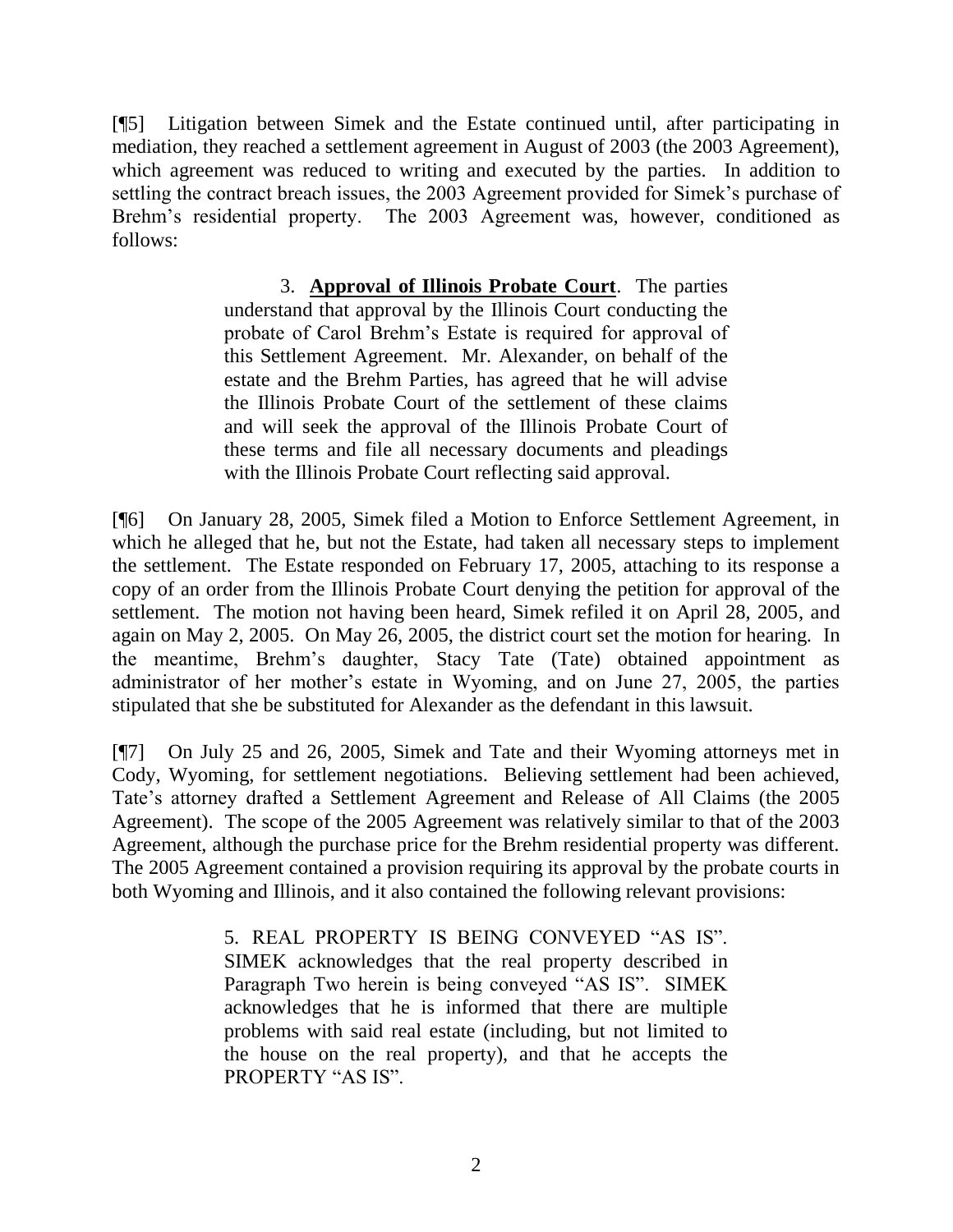[¶5] Litigation between Simek and the Estate continued until, after participating in mediation, they reached a settlement agreement in August of 2003 (the 2003 Agreement), which agreement was reduced to writing and executed by the parties. In addition to settling the contract breach issues, the 2003 Agreement provided for Simek's purchase of Brehm's residential property. The 2003 Agreement was, however, conditioned as follows:

> 3. **Approval of Illinois Probate Court**. The parties understand that approval by the Illinois Court conducting the probate of Carol Brehm's Estate is required for approval of this Settlement Agreement. Mr. Alexander, on behalf of the estate and the Brehm Parties, has agreed that he will advise the Illinois Probate Court of the settlement of these claims and will seek the approval of the Illinois Probate Court of these terms and file all necessary documents and pleadings with the Illinois Probate Court reflecting said approval.

[¶6] On January 28, 2005, Simek filed a Motion to Enforce Settlement Agreement, in which he alleged that he, but not the Estate, had taken all necessary steps to implement the settlement. The Estate responded on February 17, 2005, attaching to its response a copy of an order from the Illinois Probate Court denying the petition for approval of the settlement. The motion not having been heard, Simek refiled it on April 28, 2005, and again on May 2, 2005. On May 26, 2005, the district court set the motion for hearing. In the meantime, Brehm's daughter, Stacy Tate (Tate) obtained appointment as administrator of her mother's estate in Wyoming, and on June 27, 2005, the parties stipulated that she be substituted for Alexander as the defendant in this lawsuit.

[¶7] On July 25 and 26, 2005, Simek and Tate and their Wyoming attorneys met in Cody, Wyoming, for settlement negotiations. Believing settlement had been achieved, Tate's attorney drafted a Settlement Agreement and Release of All Claims (the 2005 Agreement). The scope of the 2005 Agreement was relatively similar to that of the 2003 Agreement, although the purchase price for the Brehm residential property was different. The 2005 Agreement contained a provision requiring its approval by the probate courts in both Wyoming and Illinois, and it also contained the following relevant provisions:

> 5. REAL PROPERTY IS BEING CONVEYED "AS IS". SIMEK acknowledges that the real property described in Paragraph Two herein is being conveyed "AS IS". SIMEK acknowledges that he is informed that there are multiple problems with said real estate (including, but not limited to the house on the real property), and that he accepts the PROPERTY "AS IS".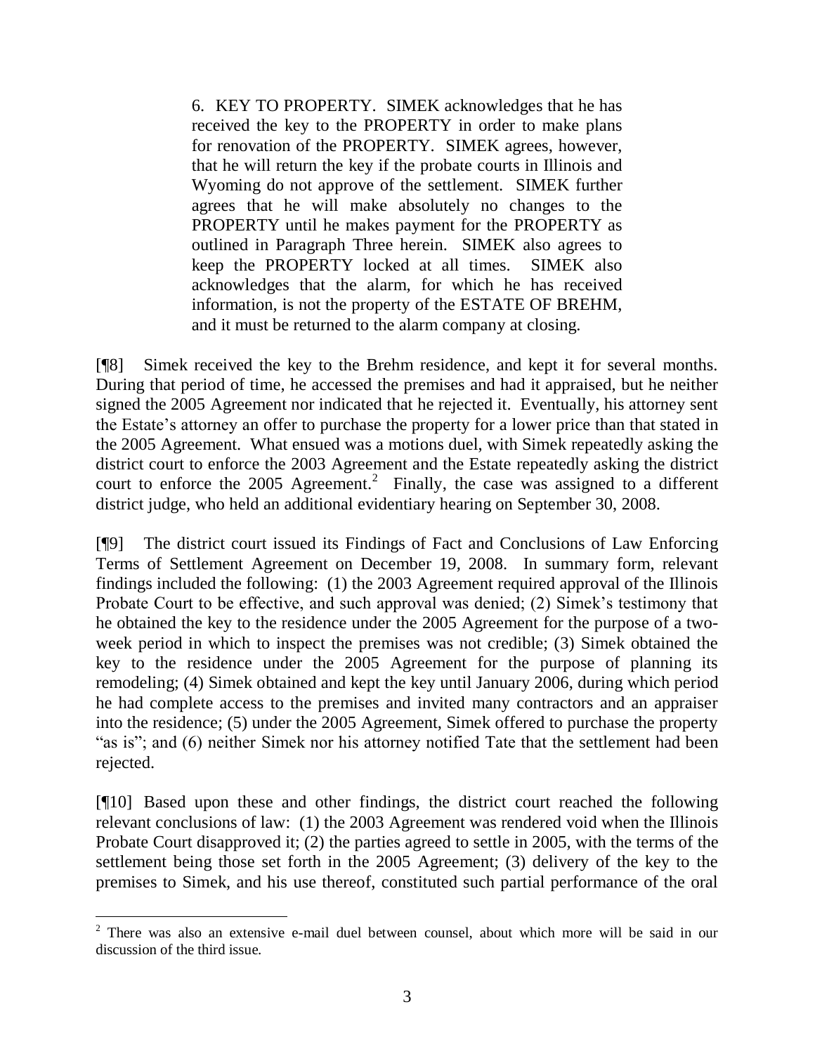> 6. KEY TO PROPERTY. SIMEK acknowledges that he has received the key to the PROPERTY in order to make plans for renovation of the PROPERTY. SIMEK agrees, however, that he will return the key if the probate courts in Illinois and Wyoming do not approve of the settlement. SIMEK further agrees that he will make absolutely no changes to the PROPERTY until he makes payment for the PROPERTY as outlined in Paragraph Three herein. SIMEK also agrees to keep the PROPERTY locked at all times. SIMEK also acknowledges that the alarm, for which he has received information, is not the property of the ESTATE OF BREHM, and it must be returned to the alarm company at closing.

[¶8] Simek received the key to the Brehm residence, and kept it for several months. During that period of time, he accessed the premises and had it appraised, but he neither signed the 2005 Agreement nor indicated that he rejected it. Eventually, his attorney sent the Estate's attorney an offer to purchase the property for a lower price than that stated in the 2005 Agreement. What ensued was a motions duel, with Simek repeatedly asking the district court to enforce the 2003 Agreement and the Estate repeatedly asking the district court to enforce the 2005 Agreement.[2] Finally, the case was assigned to a different district judge, who held an additional evidentiary hearing on September 30, 2008.

[¶9] The district court issued its Findings of Fact and Conclusions of Law Enforcing Terms of Settlement Agreement on December 19, 2008. In summary form, relevant findings included the following: (1) the 2003 Agreement required approval of the Illinois Probate Court to be effective, and such approval was denied; (2) Simek's testimony that he obtained the key to the residence under the 2005 Agreement for the purpose of a two-week period in which to inspect the premises was not credible; (3) Simek obtained the key to the residence under the 2005 Agreement for the purpose of planning its remodeling; (4) Simek obtained and kept the key until January 2006, during which period he had complete access to the premises and invited many contractors and an appraiser into the residence; (5) under the 2005 Agreement, Simek offered to purchase the property "as is"; and (6) neither Simek nor his attorney notified Tate that the settlement had been rejected.

[¶10] Based upon these and other findings, the district court reached the following relevant conclusions of law: (1) the 2003 Agreement was rendered void when the Illinois Probate Court disapproved it; (2) the parties agreed to settle in 2005, with the terms of the settlement being those set forth in the 2005 Agreement; (3) delivery of the key to the premises to Simek, and his use thereof, constituted such partial performance of the oral

---

[2] There was also an extensive e-mail duel between counsel, about which more will be said in our discussion of the third issue.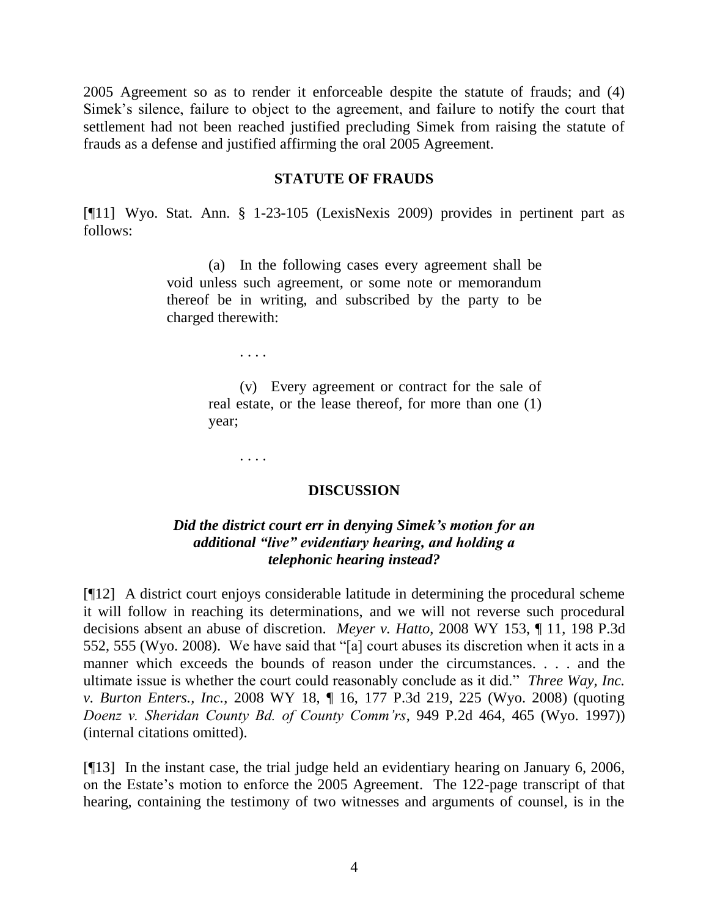2005 Agreement so as to render it enforceable despite the statute of frauds; and (4) Simek's silence, failure to object to the agreement, and failure to notify the court that settlement had not been reached justified precluding Simek from raising the statute of frauds as a defense and justified affirming the oral 2005 Agreement.

## STATUTE OF FRAUDS

[¶11] Wyo. Stat. Ann. § 1-23-105 (LexisNexis 2009) provides in pertinent part as follows:

> (a) In the following cases every agreement shall be void unless such agreement, or some note or memorandum thereof be in writing, and subscribed by the party to be charged therewith:
>
> . . . .
>
> (v) Every agreement or contract for the sale of real estate, or the lease thereof, for more than one (1) year;
>
> . . . .

## DISCUSSION

### *Did the district court err in denying Simek's motion for an additional "live" evidentiary hearing, and holding a telephonic hearing instead?*

[¶12] A district court enjoys considerable latitude in determining the procedural scheme it will follow in reaching its determinations, and we will not reverse such procedural decisions absent an abuse of discretion. *Meyer v. Hatto*, 2008 WY 153, ¶ 11, 198 P.3d 552, 555 (Wyo. 2008). We have said that "[a] court abuses its discretion when it acts in a manner which exceeds the bounds of reason under the circumstances. . . . and the ultimate issue is whether the court could reasonably conclude as it did." *Three Way, Inc. v. Burton Enters., Inc.*, 2008 WY 18, ¶ 16, 177 P.3d 219, 225 (Wyo. 2008) (quoting *Doenz v. Sheridan County Bd. of County Comm'rs*, 949 P.2d 464, 465 (Wyo. 1997)) (internal citations omitted).

[¶13] In the instant case, the trial judge held an evidentiary hearing on January 6, 2006, on the Estate's motion to enforce the 2005 Agreement. The 122-page transcript of that hearing, containing the testimony of two witnesses and arguments of counsel, is in the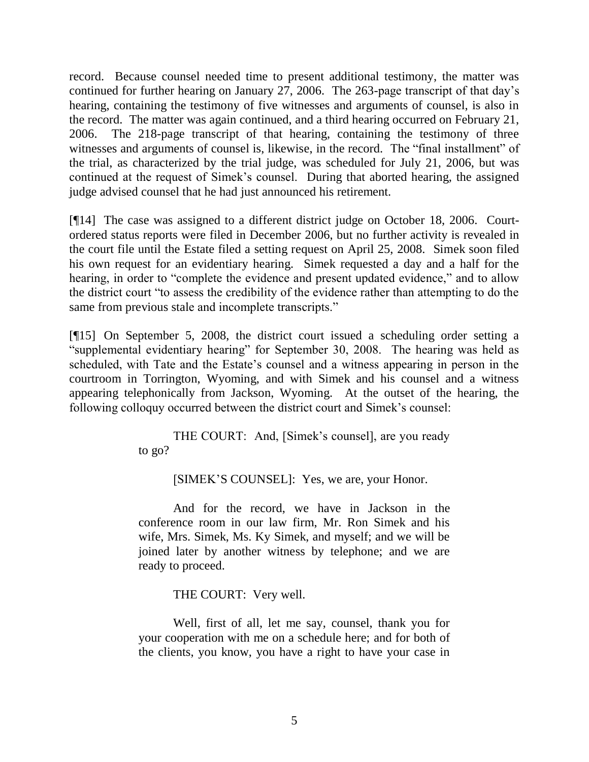record. Because counsel needed time to present additional testimony, the matter was continued for further hearing on January 27, 2006. The 263-page transcript of that day's hearing, containing the testimony of five witnesses and arguments of counsel, is also in the record. The matter was again continued, and a third hearing occurred on February 21, 2006. The 218-page transcript of that hearing, containing the testimony of three witnesses and arguments of counsel is, likewise, in the record. The "final installment" of the trial, as characterized by the trial judge, was scheduled for July 21, 2006, but was continued at the request of Simek's counsel. During that aborted hearing, the assigned judge advised counsel that he had just announced his retirement.

[¶14] The case was assigned to a different district judge on October 18, 2006. Court-ordered status reports were filed in December 2006, but no further activity is revealed in the court file until the Estate filed a setting request on April 25, 2008. Simek soon filed his own request for an evidentiary hearing. Simek requested a day and a half for the hearing, in order to "complete the evidence and present updated evidence," and to allow the district court "to assess the credibility of the evidence rather than attempting to do the same from previous stale and incomplete transcripts."

[¶15] On September 5, 2008, the district court issued a scheduling order setting a "supplemental evidentiary hearing" for September 30, 2008. The hearing was held as scheduled, with Tate and the Estate's counsel and a witness appearing in person in the courtroom in Torrington, Wyoming, and with Simek and his counsel and a witness appearing telephonically from Jackson, Wyoming. At the outset of the hearing, the following colloquy occurred between the district court and Simek's counsel:

> THE COURT: And, [Simek's counsel], are you ready to go?
>
> [SIMEK'S COUNSEL]: Yes, we are, your Honor.
>
> And for the record, we have in Jackson in the conference room in our law firm, Mr. Ron Simek and his wife, Mrs. Simek, Ms. Ky Simek, and myself; and we will be joined later by another witness by telephone; and we are ready to proceed.
>
> THE COURT: Very well.
>
> Well, first of all, let me say, counsel, thank you for your cooperation with me on a schedule here; and for both of the clients, you know, you have a right to have your case in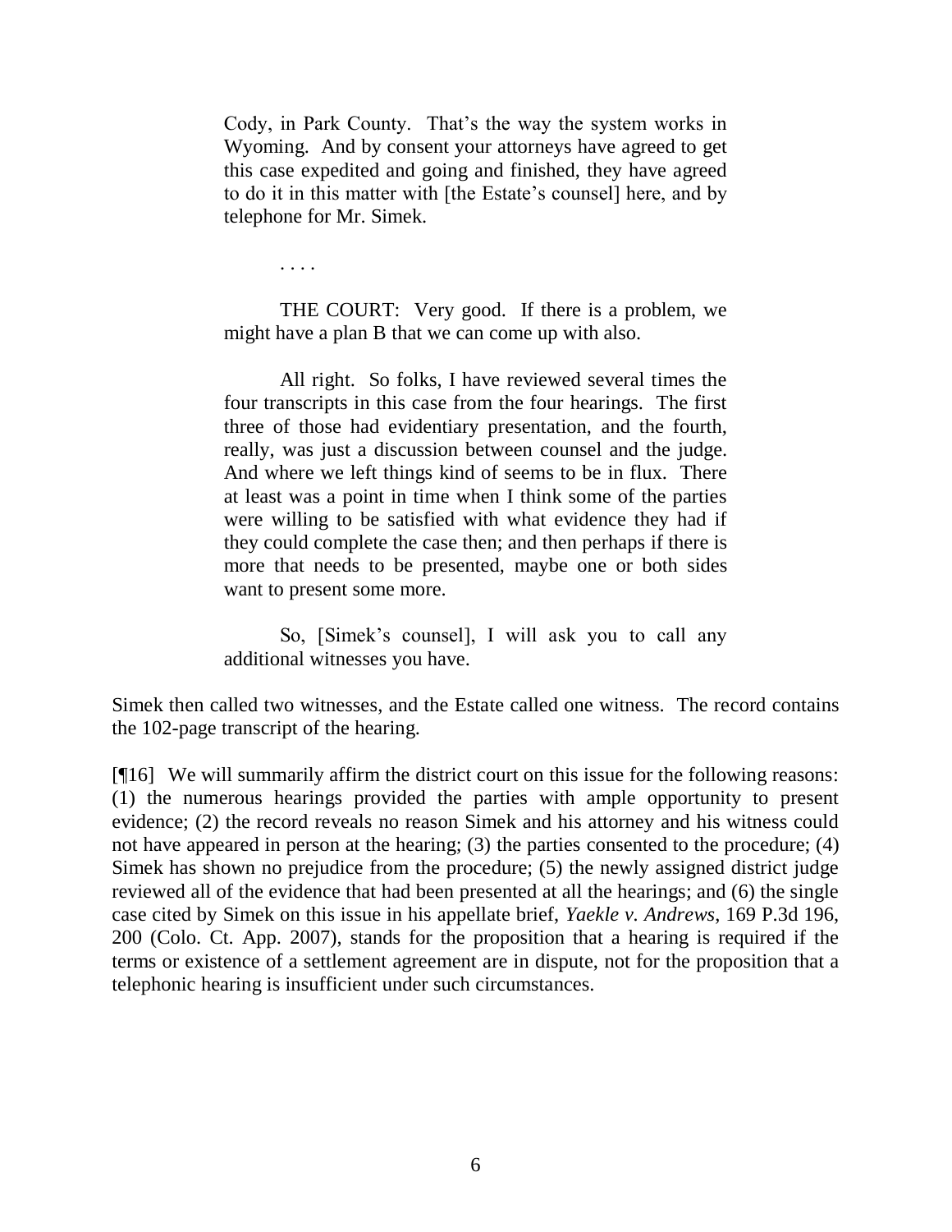> Cody, in Park County. That's the way the system works in Wyoming. And by consent your attorneys have agreed to get this case expedited and going and finished, they have agreed to do it in this matter with [the Estate's counsel] here, and by telephone for Mr. Simek.
>
> . . . .
>
> THE COURT: Very good. If there is a problem, we might have a plan B that we can come up with also.
>
> All right. So folks, I have reviewed several times the four transcripts in this case from the four hearings. The first three of those had evidentiary presentation, and the fourth, really, was just a discussion between counsel and the judge. And where we left things kind of seems to be in flux. There at least was a point in time when I think some of the parties were willing to be satisfied with what evidence they had if they could complete the case then; and then perhaps if there is more that needs to be presented, maybe one or both sides want to present some more.
>
> So, [Simek's counsel], I will ask you to call any additional witnesses you have.

Simek then called two witnesses, and the Estate called one witness. The record contains the 102-page transcript of the hearing.

[¶16] We will summarily affirm the district court on this issue for the following reasons: (1) the numerous hearings provided the parties with ample opportunity to present evidence; (2) the record reveals no reason Simek and his attorney and his witness could not have appeared in person at the hearing; (3) the parties consented to the procedure; (4) Simek has shown no prejudice from the procedure; (5) the newly assigned district judge reviewed all of the evidence that had been presented at all the hearings; and (6) the single case cited by Simek on this issue in his appellate brief, *Yaekle v. Andrews*, 169 P.3d 196, 200 (Colo. Ct. App. 2007), stands for the proposition that a hearing is required if the terms or existence of a settlement agreement are in dispute, not for the proposition that a telephonic hearing is insufficient under such circumstances.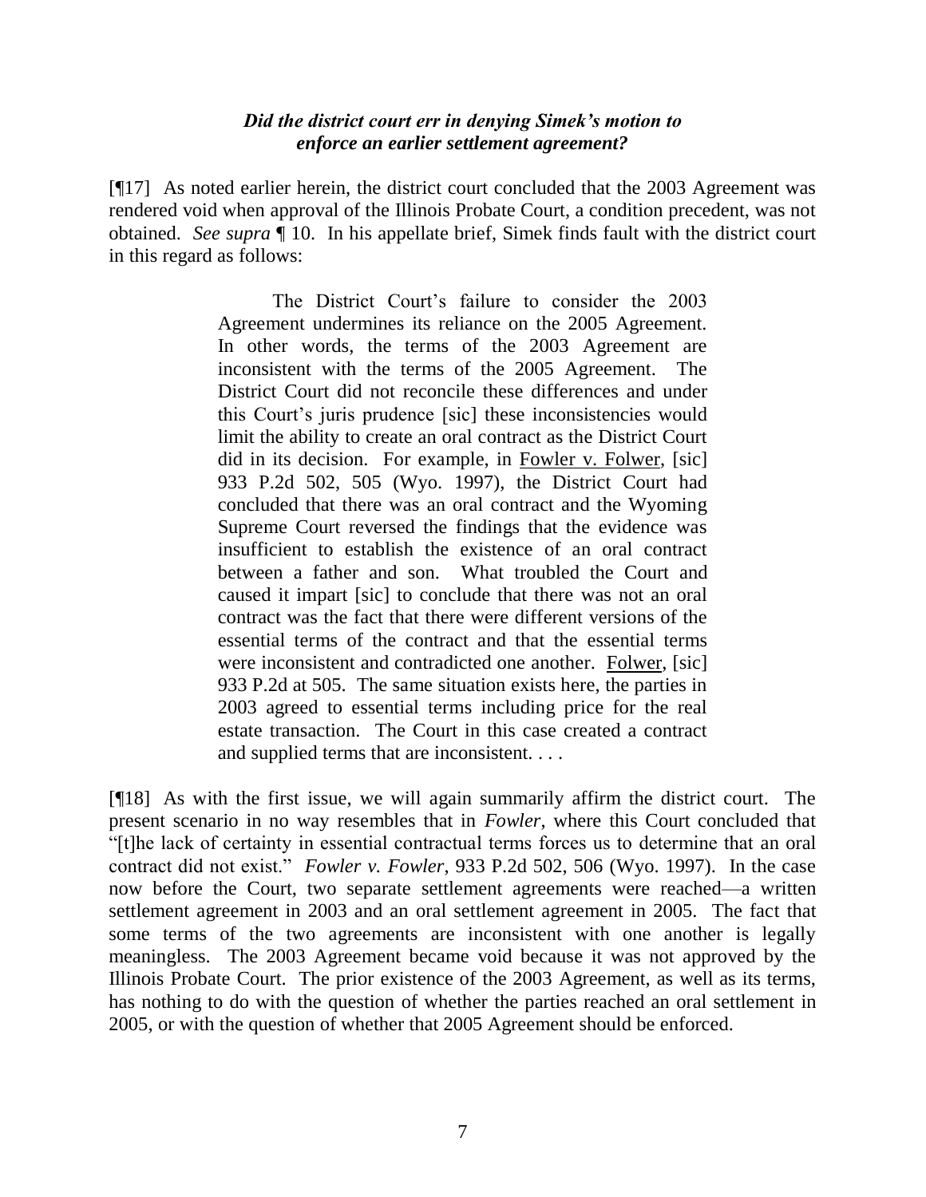### *Did the district court err in denying Simek's motion to enforce an earlier settlement agreement?*

[¶17] As noted earlier herein, the district court concluded that the 2003 Agreement was rendered void when approval of the Illinois Probate Court, a condition precedent, was not obtained. *See supra* ¶ 10. In his appellate brief, Simek finds fault with the district court in this regard as follows:

> The District Court's failure to consider the 2003 Agreement undermines its reliance on the 2005 Agreement. In other words, the terms of the 2003 Agreement are inconsistent with the terms of the 2005 Agreement. The District Court did not reconcile these differences and under this Court's juris prudence [sic] these inconsistencies would limit the ability to create an oral contract as the District Court did in its decision. For example, in Fowler v. Folwer, [sic] 933 P.2d 502, 505 (Wyo. 1997), the District Court had concluded that there was an oral contract and the Wyoming Supreme Court reversed the findings that the evidence was insufficient to establish the existence of an oral contract between a father and son. What troubled the Court and caused it impart [sic] to conclude that there was not an oral contract was the fact that there were different versions of the essential terms of the contract and that the essential terms were inconsistent and contradicted one another. Folwer, [sic] 933 P.2d at 505. The same situation exists here, the parties in 2003 agreed to essential terms including price for the real estate transaction. The Court in this case created a contract and supplied terms that are inconsistent. . . .

[¶18] As with the first issue, we will again summarily affirm the district court. The present scenario in no way resembles that in *Fowler*, where this Court concluded that "[t]he lack of certainty in essential contractual terms forces us to determine that an oral contract did not exist." *Fowler v. Fowler*, 933 P.2d 502, 506 (Wyo. 1997). In the case now before the Court, two separate settlement agreements were reached—a written settlement agreement in 2003 and an oral settlement agreement in 2005. The fact that some terms of the two agreements are inconsistent with one another is legally meaningless. The 2003 Agreement became void because it was not approved by the Illinois Probate Court. The prior existence of the 2003 Agreement, as well as its terms, has nothing to do with the question of whether the parties reached an oral settlement in 2005, or with the question of whether that 2005 Agreement should be enforced.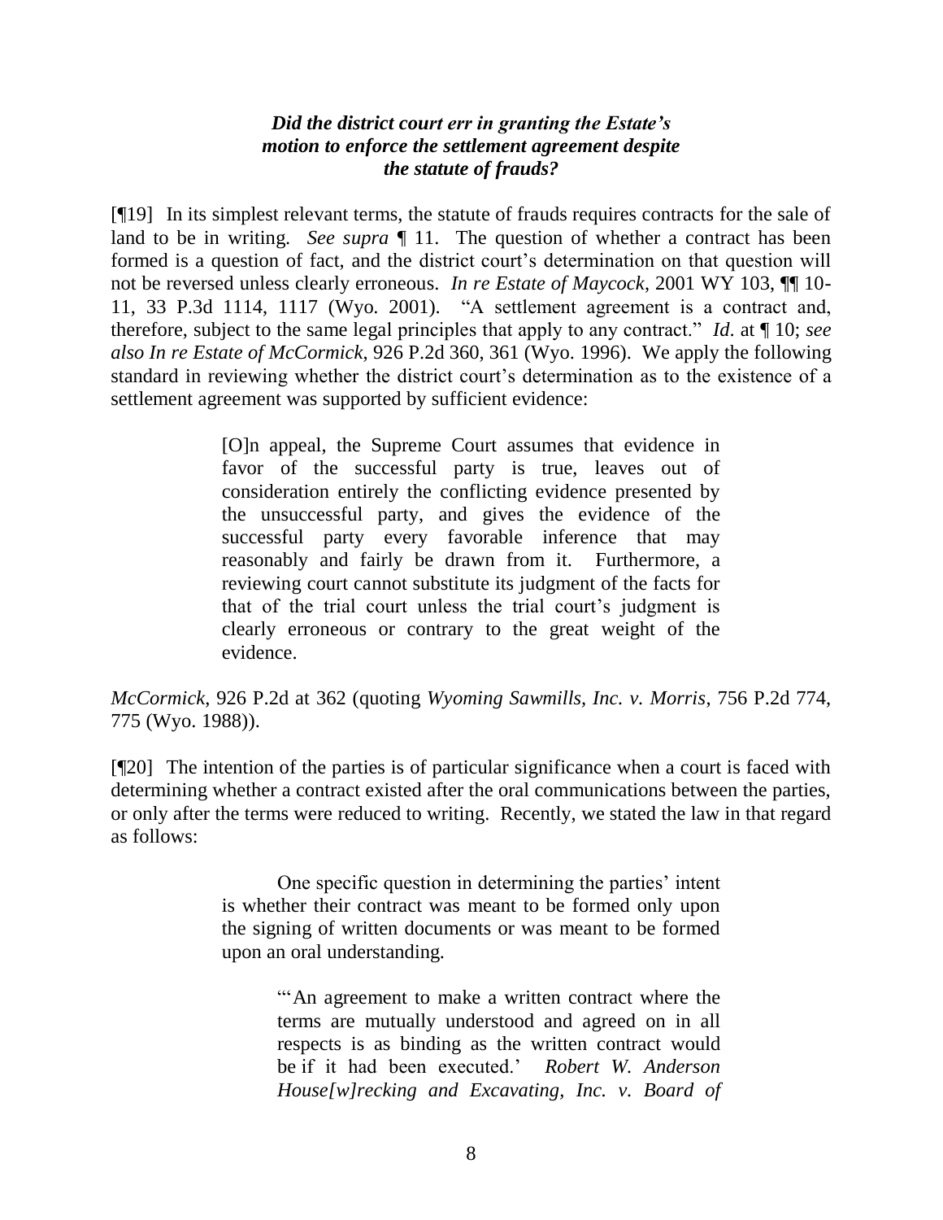***Did the district court err in granting the Estate's motion to enforce the settlement agreement despite the statute of frauds?***

[¶19] In its simplest relevant terms, the statute of frauds requires contracts for the sale of land to be in writing. *See supra* ¶ 11. The question of whether a contract has been formed is a question of fact, and the district court's determination on that question will not be reversed unless clearly erroneous. *In re Estate of Maycock*, 2001 WY 103, ¶¶ 10-11, 33 P.3d 1114, 1117 (Wyo. 2001). "A settlement agreement is a contract and, therefore, subject to the same legal principles that apply to any contract." *Id.* at ¶ 10; *see also In re Estate of McCormick*, 926 P.2d 360, 361 (Wyo. 1996). We apply the following standard in reviewing whether the district court's determination as to the existence of a settlement agreement was supported by sufficient evidence:

> [O]n appeal, the Supreme Court assumes that evidence in favor of the successful party is true, leaves out of consideration entirely the conflicting evidence presented by the unsuccessful party, and gives the evidence of the successful party every favorable inference that may reasonably and fairly be drawn from it. Furthermore, a reviewing court cannot substitute its judgment of the facts for that of the trial court unless the trial court's judgment is clearly erroneous or contrary to the great weight of the evidence.

*McCormick*, 926 P.2d at 362 (quoting *Wyoming Sawmills, Inc. v. Morris*, 756 P.2d 774, 775 (Wyo. 1988)).

[¶20] The intention of the parties is of particular significance when a court is faced with determining whether a contract existed after the oral communications between the parties, or only after the terms were reduced to writing. Recently, we stated the law in that regard as follows:

> One specific question in determining the parties' intent is whether their contract was meant to be formed only upon the signing of written documents or was meant to be formed upon an oral understanding.
>
> > "'An agreement to make a written contract where the terms are mutually understood and agreed on in all respects is as binding as the written contract would be if it had been executed.' *Robert W. Anderson House[w]recking and Excavating, Inc. v. Board of*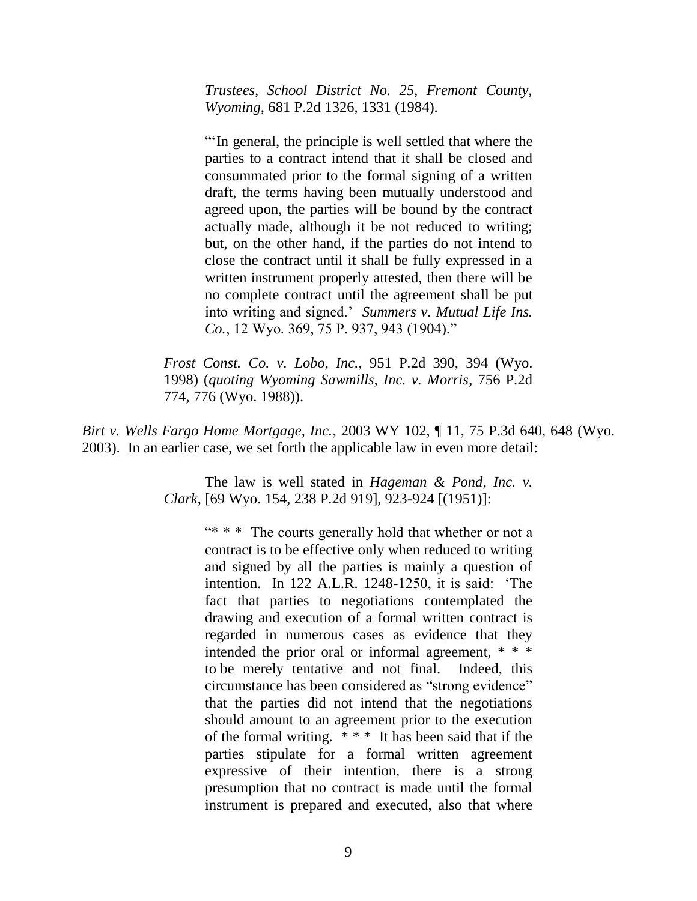> *Trustees, School District No. 25, Fremont County, Wyoming*, 681 P.2d 1326, 1331 (1984).
>
> "'In general, the principle is well settled that where the parties to a contract intend that it shall be closed and consummated prior to the formal signing of a written draft, the terms having been mutually understood and agreed upon, the parties will be bound by the contract actually made, although it be not reduced to writing; but, on the other hand, if the parties do not intend to close the contract until it shall be fully expressed in a written instrument properly attested, then there will be no complete contract until the agreement shall be put into writing and signed.' *Summers v. Mutual Life Ins. Co.*, 12 Wyo. 369, 75 P. 937, 943 (1904)."
>
> *Frost Const. Co. v. Lobo, Inc.*, 951 P.2d 390, 394 (Wyo. 1998) (*quoting Wyoming Sawmills, Inc. v. Morris*, 756 P.2d 774, 776 (Wyo. 1988)).

*Birt v. Wells Fargo Home Mortgage, Inc.*, 2003 WY 102, ¶ 11, 75 P.3d 640, 648 (Wyo. 2003). In an earlier case, we set forth the applicable law in even more detail:

> The law is well stated in *Hageman & Pond, Inc. v. Clark*, [69 Wyo. 154, 238 P.2d 919], 923-924 [(1951)]:
>
> "* * * The courts generally hold that whether or not a contract is to be effective only when reduced to writing and signed by all the parties is mainly a question of intention. In 122 A.L.R. 1248-1250, it is said: 'The fact that parties to negotiations contemplated the drawing and execution of a formal written contract is regarded in numerous cases as evidence that they intended the prior oral or informal agreement, * * * to be merely tentative and not final. Indeed, this circumstance has been considered as "strong evidence" that the parties did not intend that the negotiations should amount to an agreement prior to the execution of the formal writing. * * * It has been said that if the parties stipulate for a formal written agreement expressive of their intention, there is a strong presumption that no contract is made until the formal instrument is prepared and executed, also that where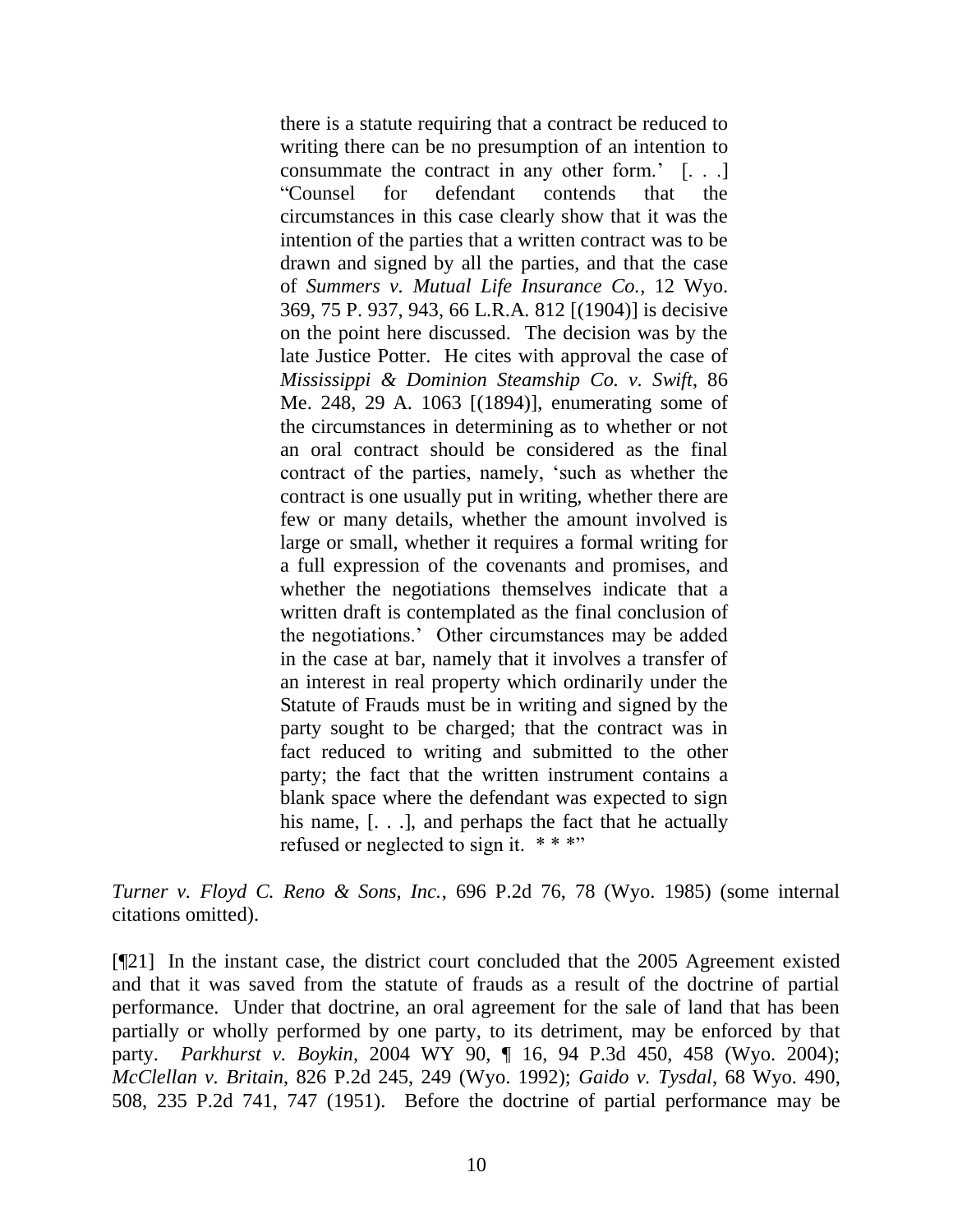> there is a statute requiring that a contract be reduced to writing there can be no presumption of an intention to consummate the contract in any other form.' [. . .] "Counsel for defendant contends that the circumstances in this case clearly show that it was the intention of the parties that a written contract was to be drawn and signed by all the parties, and that the case of *Summers v. Mutual Life Insurance Co.*, 12 Wyo. 369, 75 P. 937, 943, 66 L.R.A. 812 [(1904)] is decisive on the point here discussed. The decision was by the late Justice Potter. He cites with approval the case of *Mississippi & Dominion Steamship Co. v. Swift*, 86 Me. 248, 29 A. 1063 [(1894)], enumerating some of the circumstances in determining as to whether or not an oral contract should be considered as the final contract of the parties, namely, 'such as whether the contract is one usually put in writing, whether there are few or many details, whether the amount involved is large or small, whether it requires a formal writing for a full expression of the covenants and promises, and whether the negotiations themselves indicate that a written draft is contemplated as the final conclusion of the negotiations.' Other circumstances may be added in the case at bar, namely that it involves a transfer of an interest in real property which ordinarily under the Statute of Frauds must be in writing and signed by the party sought to be charged; that the contract was in fact reduced to writing and submitted to the other party; the fact that the written instrument contains a blank space where the defendant was expected to sign his name, [. . .], and perhaps the fact that he actually refused or neglected to sign it. * * *"

*Turner v. Floyd C. Reno & Sons, Inc.*, 696 P.2d 76, 78 (Wyo. 1985) (some internal citations omitted).

[¶21] In the instant case, the district court concluded that the 2005 Agreement existed and that it was saved from the statute of frauds as a result of the doctrine of partial performance. Under that doctrine, an oral agreement for the sale of land that has been partially or wholly performed by one party, to its detriment, may be enforced by that party. *Parkhurst v. Boykin*, 2004 WY 90, ¶ 16, 94 P.3d 450, 458 (Wyo. 2004); *McClellan v. Britain*, 826 P.2d 245, 249 (Wyo. 1992); *Gaido v. Tysdal*, 68 Wyo. 490, 508, 235 P.2d 741, 747 (1951). Before the doctrine of partial performance may be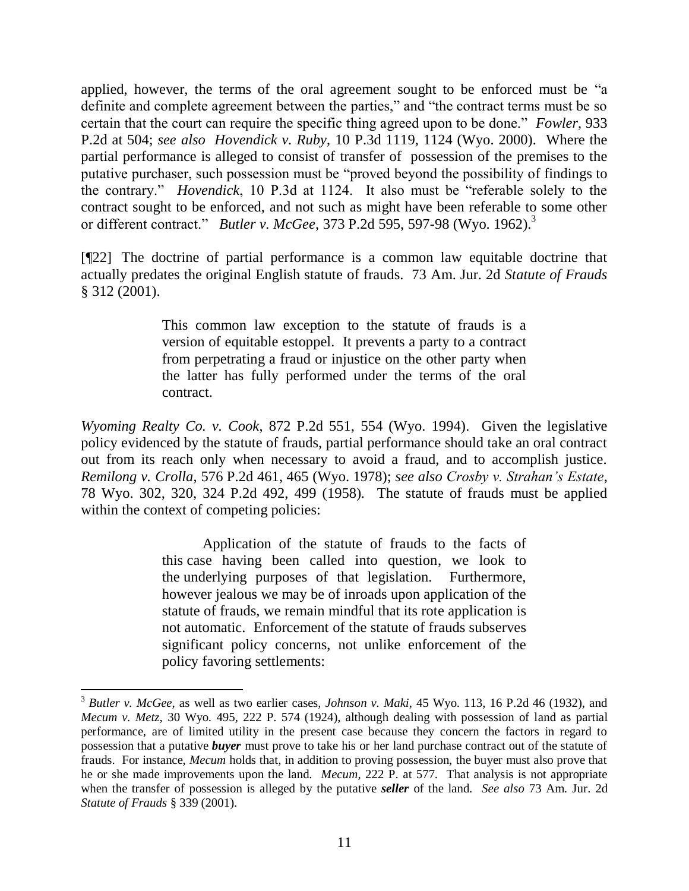applied, however, the terms of the oral agreement sought to be enforced must be "a definite and complete agreement between the parties," and "the contract terms must be so certain that the court can require the specific thing agreed upon to be done." *Fowler*, 933 P.2d at 504; *see also Hovendick v. Ruby*, 10 P.3d 1119, 1124 (Wyo. 2000). Where the partial performance is alleged to consist of transfer of possession of the premises to the putative purchaser, such possession must be "proved beyond the possibility of findings to the contrary." *Hovendick*, 10 P.3d at 1124. It also must be "referable solely to the contract sought to be enforced, and not such as might have been referable to some other or different contract." *Butler v. McGee*, 373 P.2d 595, 597-98 (Wyo. 1962).[3]

[¶22] The doctrine of partial performance is a common law equitable doctrine that actually predates the original English statute of frauds. 73 Am. Jur. 2d *Statute of Frauds* § 312 (2001).

> This common law exception to the statute of frauds is a version of equitable estoppel. It prevents a party to a contract from perpetrating a fraud or injustice on the other party when the latter has fully performed under the terms of the oral contract.

*Wyoming Realty Co. v. Cook*, 872 P.2d 551, 554 (Wyo. 1994). Given the legislative policy evidenced by the statute of frauds, partial performance should take an oral contract out from its reach only when necessary to avoid a fraud, and to accomplish justice. *Remilong v. Crolla*, 576 P.2d 461, 465 (Wyo. 1978); *see also Crosby v. Strahan's Estate*, 78 Wyo. 302, 320, 324 P.2d 492, 499 (1958). The statute of frauds must be applied within the context of competing policies:

> Application of the statute of frauds to the facts of this case having been called into question, we look to the underlying purposes of that legislation. Furthermore, however jealous we may be of inroads upon application of the statute of frauds, we remain mindful that its rote application is not automatic. Enforcement of the statute of frauds subserves significant policy concerns, not unlike enforcement of the policy favoring settlements:

---

[3] *Butler v. McGee*, as well as two earlier cases, *Johnson v. Maki*, 45 Wyo. 113, 16 P.2d 46 (1932), and *Mecum v. Metz*, 30 Wyo. 495, 222 P. 574 (1924), although dealing with possession of land as partial performance, are of limited utility in the present case because they concern the factors in regard to possession that a putative ***buyer*** must prove to take his or her land purchase contract out of the statute of frauds. For instance, *Mecum* holds that, in addition to proving possession, the buyer must also prove that he or she made improvements upon the land. *Mecum*, 222 P. at 577. That analysis is not appropriate when the transfer of possession is alleged by the putative ***seller*** of the land. *See also* 73 Am. Jur. 2d *Statute of Frauds* § 339 (2001).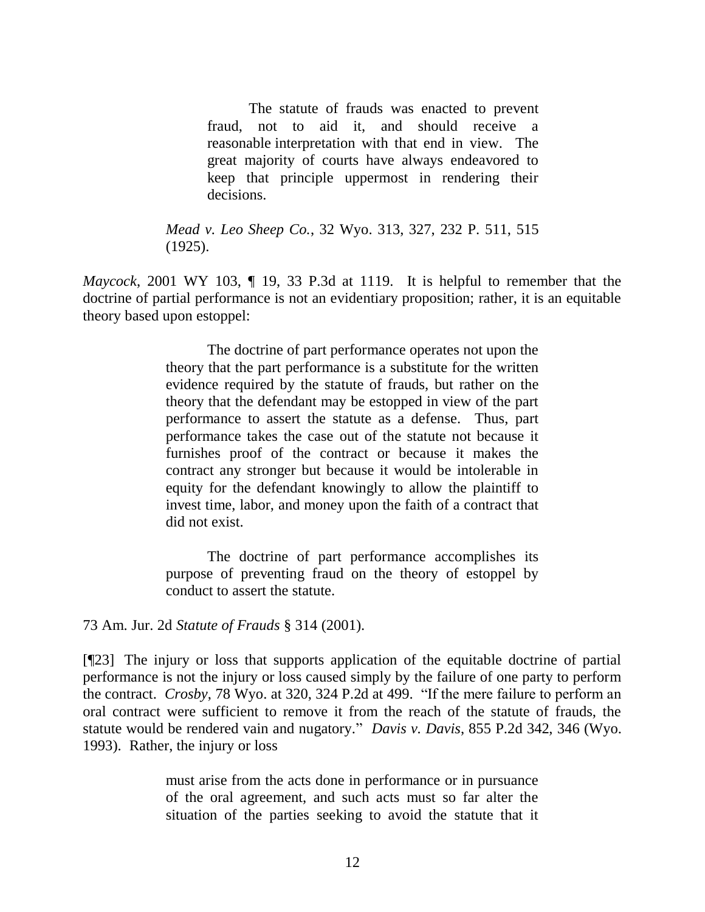> The statute of frauds was enacted to prevent fraud, not to aid it, and should receive a reasonable interpretation with that end in view. The great majority of courts have always endeavored to keep that principle uppermost in rendering their decisions.
>
> *Mead v. Leo Sheep Co.*, 32 Wyo. 313, 327, 232 P. 511, 515 (1925).

*Maycock*, 2001 WY 103, ¶ 19, 33 P.3d at 1119. It is helpful to remember that the doctrine of partial performance is not an evidentiary proposition; rather, it is an equitable theory based upon estoppel:

> The doctrine of part performance operates not upon the theory that the part performance is a substitute for the written evidence required by the statute of frauds, but rather on the theory that the defendant may be estopped in view of the part performance to assert the statute as a defense. Thus, part performance takes the case out of the statute not because it furnishes proof of the contract or because it makes the contract any stronger but because it would be intolerable in equity for the defendant knowingly to allow the plaintiff to invest time, labor, and money upon the faith of a contract that did not exist.
>
> The doctrine of part performance accomplishes its purpose of preventing fraud on the theory of estoppel by conduct to assert the statute.

73 Am. Jur. 2d *Statute of Frauds* § 314 (2001).

[¶23] The injury or loss that supports application of the equitable doctrine of partial performance is not the injury or loss caused simply by the failure of one party to perform the contract. *Crosby*, 78 Wyo. at 320, 324 P.2d at 499. "If the mere failure to perform an oral contract were sufficient to remove it from the reach of the statute of frauds, the statute would be rendered vain and nugatory." *Davis v. Davis*, 855 P.2d 342, 346 (Wyo. 1993). Rather, the injury or loss

> must arise from the acts done in performance or in pursuance of the oral agreement, and such acts must so far alter the situation of the parties seeking to avoid the statute that it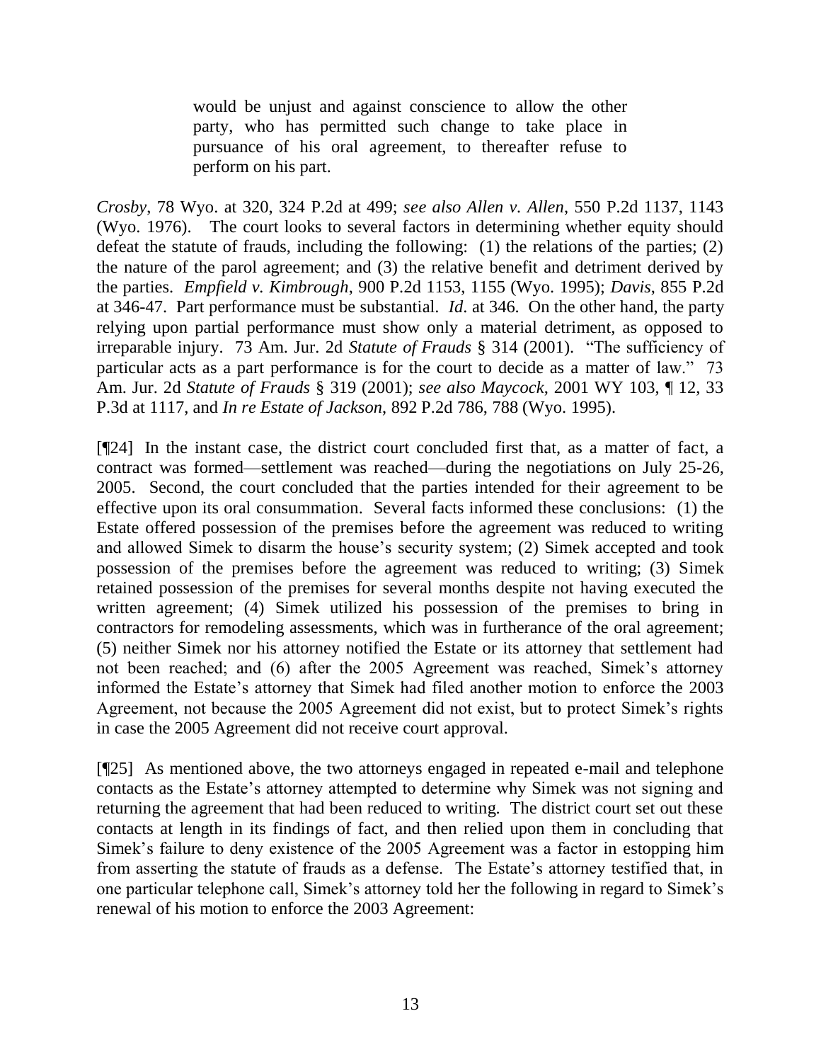> would be unjust and against conscience to allow the other party, who has permitted such change to take place in pursuance of his oral agreement, to thereafter refuse to perform on his part.

*Crosby*, 78 Wyo. at 320, 324 P.2d at 499; *see also Allen v. Allen*, 550 P.2d 1137, 1143 (Wyo. 1976). The court looks to several factors in determining whether equity should defeat the statute of frauds, including the following: (1) the relations of the parties; (2) the nature of the parol agreement; and (3) the relative benefit and detriment derived by the parties. *Empfield v. Kimbrough*, 900 P.2d 1153, 1155 (Wyo. 1995); *Davis*, 855 P.2d at 346-47. Part performance must be substantial. *Id*. at 346. On the other hand, the party relying upon partial performance must show only a material detriment, as opposed to irreparable injury. 73 Am. Jur. 2d *Statute of Frauds* § 314 (2001). "The sufficiency of particular acts as a part performance is for the court to decide as a matter of law." 73 Am. Jur. 2d *Statute of Frauds* § 319 (2001); *see also Maycock*, 2001 WY 103, ¶ 12, 33 P.3d at 1117, and *In re Estate of Jackson*, 892 P.2d 786, 788 (Wyo. 1995).

[¶24] In the instant case, the district court concluded first that, as a matter of fact, a contract was formed—settlement was reached—during the negotiations on July 25-26, 2005. Second, the court concluded that the parties intended for their agreement to be effective upon its oral consummation. Several facts informed these conclusions: (1) the Estate offered possession of the premises before the agreement was reduced to writing and allowed Simek to disarm the house's security system; (2) Simek accepted and took possession of the premises before the agreement was reduced to writing; (3) Simek retained possession of the premises for several months despite not having executed the written agreement; (4) Simek utilized his possession of the premises to bring in contractors for remodeling assessments, which was in furtherance of the oral agreement; (5) neither Simek nor his attorney notified the Estate or its attorney that settlement had not been reached; and (6) after the 2005 Agreement was reached, Simek's attorney informed the Estate's attorney that Simek had filed another motion to enforce the 2003 Agreement, not because the 2005 Agreement did not exist, but to protect Simek's rights in case the 2005 Agreement did not receive court approval.

[¶25] As mentioned above, the two attorneys engaged in repeated e-mail and telephone contacts as the Estate's attorney attempted to determine why Simek was not signing and returning the agreement that had been reduced to writing. The district court set out these contacts at length in its findings of fact, and then relied upon them in concluding that Simek's failure to deny existence of the 2005 Agreement was a factor in estopping him from asserting the statute of frauds as a defense. The Estate's attorney testified that, in one particular telephone call, Simek's attorney told her the following in regard to Simek's renewal of his motion to enforce the 2003 Agreement: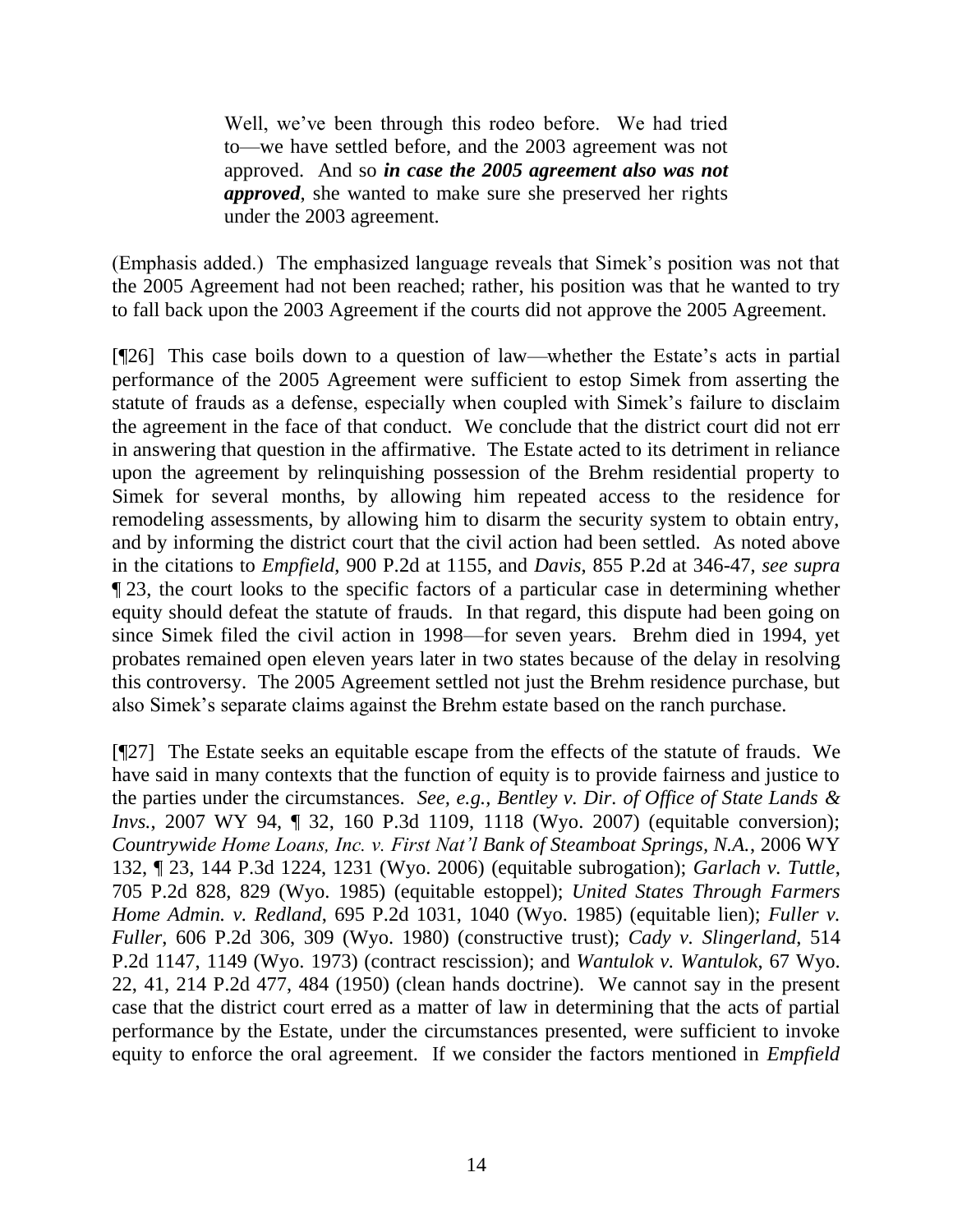> Well, we've been through this rodeo before. We had tried to—we have settled before, and the 2003 agreement was not approved. And so ***in case the 2005 agreement also was not approved***, she wanted to make sure she preserved her rights under the 2003 agreement.

(Emphasis added.) The emphasized language reveals that Simek's position was not that the 2005 Agreement had not been reached; rather, his position was that he wanted to try to fall back upon the 2003 Agreement if the courts did not approve the 2005 Agreement.

[¶26] This case boils down to a question of law—whether the Estate's acts in partial performance of the 2005 Agreement were sufficient to estop Simek from asserting the statute of frauds as a defense, especially when coupled with Simek's failure to disclaim the agreement in the face of that conduct. We conclude that the district court did not err in answering that question in the affirmative. The Estate acted to its detriment in reliance upon the agreement by relinquishing possession of the Brehm residential property to Simek for several months, by allowing him repeated access to the residence for remodeling assessments, by allowing him to disarm the security system to obtain entry, and by informing the district court that the civil action had been settled. As noted above in the citations to *Empfield*, 900 P.2d at 1155, and *Davis*, 855 P.2d at 346-47, *see supra* ¶ 23, the court looks to the specific factors of a particular case in determining whether equity should defeat the statute of frauds. In that regard, this dispute had been going on since Simek filed the civil action in 1998—for seven years. Brehm died in 1994, yet probates remained open eleven years later in two states because of the delay in resolving this controversy. The 2005 Agreement settled not just the Brehm residence purchase, but also Simek's separate claims against the Brehm estate based on the ranch purchase.

[¶27] The Estate seeks an equitable escape from the effects of the statute of frauds. We have said in many contexts that the function of equity is to provide fairness and justice to the parties under the circumstances. *See, e.g., Bentley v. Dir. of Office of State Lands & Invs.*, 2007 WY 94, ¶ 32, 160 P.3d 1109, 1118 (Wyo. 2007) (equitable conversion); *Countrywide Home Loans, Inc. v. First Nat'l Bank of Steamboat Springs, N.A.*, 2006 WY 132, ¶ 23, 144 P.3d 1224, 1231 (Wyo. 2006) (equitable subrogation); *Garlach v. Tuttle*, 705 P.2d 828, 829 (Wyo. 1985) (equitable estoppel); *United States Through Farmers Home Admin. v. Redland*, 695 P.2d 1031, 1040 (Wyo. 1985) (equitable lien); *Fuller v. Fuller*, 606 P.2d 306, 309 (Wyo. 1980) (constructive trust); *Cady v. Slingerland*, 514 P.2d 1147, 1149 (Wyo. 1973) (contract rescission); and *Wantulok v. Wantulok*, 67 Wyo. 22, 41, 214 P.2d 477, 484 (1950) (clean hands doctrine). We cannot say in the present case that the district court erred as a matter of law in determining that the acts of partial performance by the Estate, under the circumstances presented, were sufficient to invoke equity to enforce the oral agreement. If we consider the factors mentioned in *Empfield*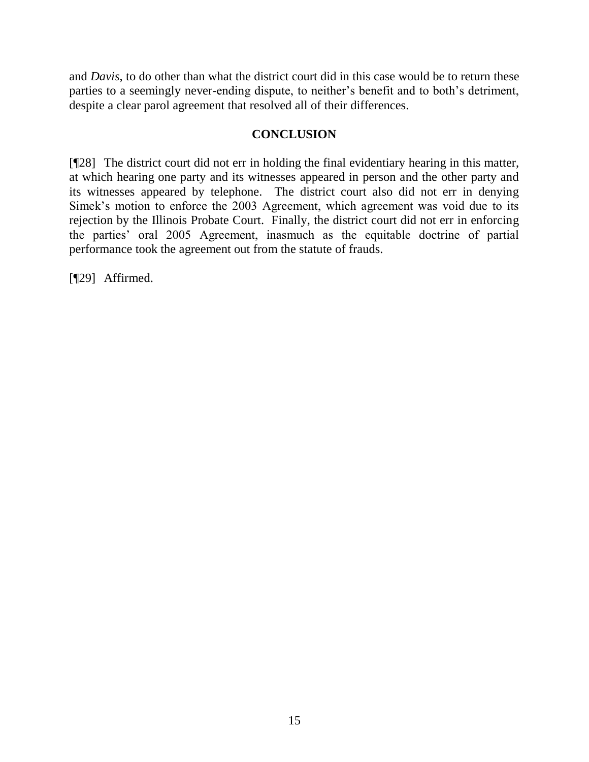and *Davis*, to do other than what the district court did in this case would be to return these parties to a seemingly never-ending dispute, to neither's benefit and to both's detriment, despite a clear parol agreement that resolved all of their differences.

## CONCLUSION

[¶28] The district court did not err in holding the final evidentiary hearing in this matter, at which hearing one party and its witnesses appeared in person and the other party and its witnesses appeared by telephone. The district court also did not err in denying Simek's motion to enforce the 2003 Agreement, which agreement was void due to its rejection by the Illinois Probate Court. Finally, the district court did not err in enforcing the parties' oral 2005 Agreement, inasmuch as the equitable doctrine of partial performance took the agreement out from the statute of frauds.

[¶29] Affirmed.